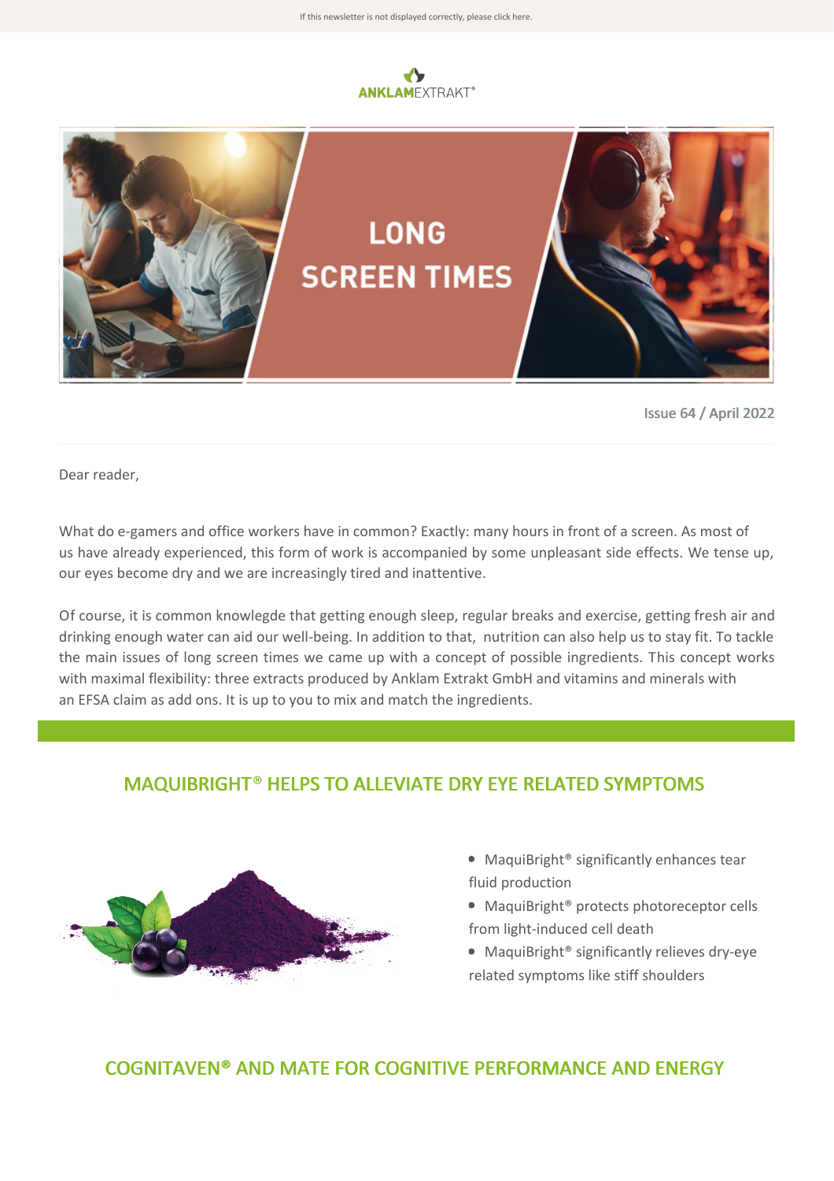If this newsletter is not displayed correctly, please click here.

ANKLAMEXTRAKT®

# LONG SCREEN TIMES

Issue 64 / April 2022

Dear reader,

What do e-gamers and office workers have in common? Exactly: many hours in front of a screen. As most of us have already experienced, this form of work is accompanied by some unpleasant side effects. We tense up, our eyes become dry and we are increasingly tired and inattentive.

Of course, it is common knowlegde that getting enough sleep, regular breaks and exercise, getting fresh air and drinking enough water can aid our well-being. In addition to that, nutrition can also help us to stay fit. To tackle the main issues of long screen times we came up with a concept of possible ingredients. This concept works with maximal flexibility: three extracts produced by Anklam Extrakt GmbH and vitamins and minerals with an EFSA claim as add ons. It is up to you to mix and match the ingredients.

## MAQUIBRIGHT® HELPS TO ALLEVIATE DRY EYE RELATED SYMPTOMS

- MaquiBright® significantly enhances tear fluid production
- MaquiBright® protects photoreceptor cells from light-induced cell death
- MaquiBright® significantly relieves dry-eye related symptoms like stiff shoulders

## COGNITAVEN® AND MATE FOR COGNITIVE PERFORMANCE AND ENERGY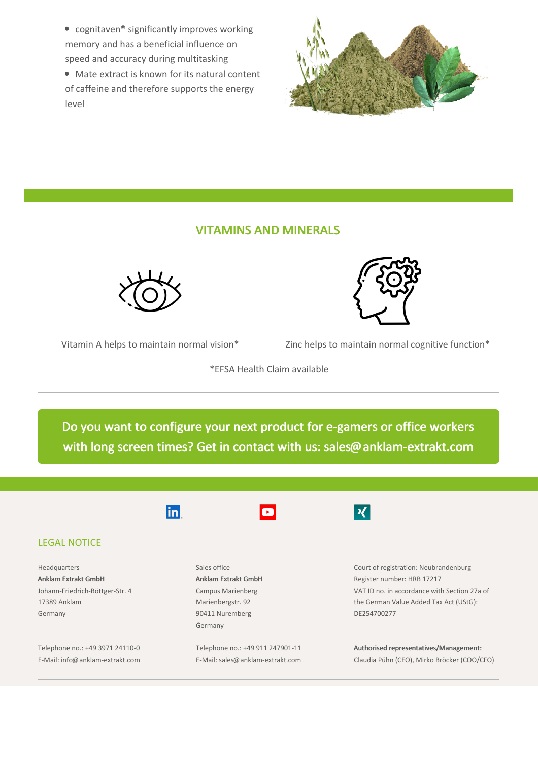- cognitaven® significantly improves working memory and has a beneficial influence on speed and accuracy during multitasking
- Mate extract is known for its natural content of caffeine and therefore supports the energy level

## VITAMINS AND MINERALS

Vitamin A helps to maintain normal vision*

Zinc helps to maintain normal cognitive function*

*EFSA Health Claim available

**Do you want to configure your next product for e-gamers or office workers with long screen times? Get in contact with us: sales@anklam-extrakt.com**

### LEGAL NOTICE

Headquarters
**Anklam Extrakt GmbH**
Johann-Friedrich-Böttger-Str. 4
17389 Anklam
Germany

Telephone no.: +49 3971 24110-0
E-Mail: info@anklam-extrakt.com

Sales office
**Anklam Extrakt GmbH**
Campus Marienberg
Marienbergstr. 92
90411 Nuremberg
Germany

Telephone no.: +49 911 247901-11
E-Mail: sales@anklam-extrakt.com

Court of registration: Neubrandenburg
Register number: HRB 17217
VAT ID no. in accordance with Section 27a of the German Value Added Tax Act (UStG): DE254700277

**Authorised representatives/Management:**
Claudia Pühn (CEO), Mirko Bröcker (COO/CFO)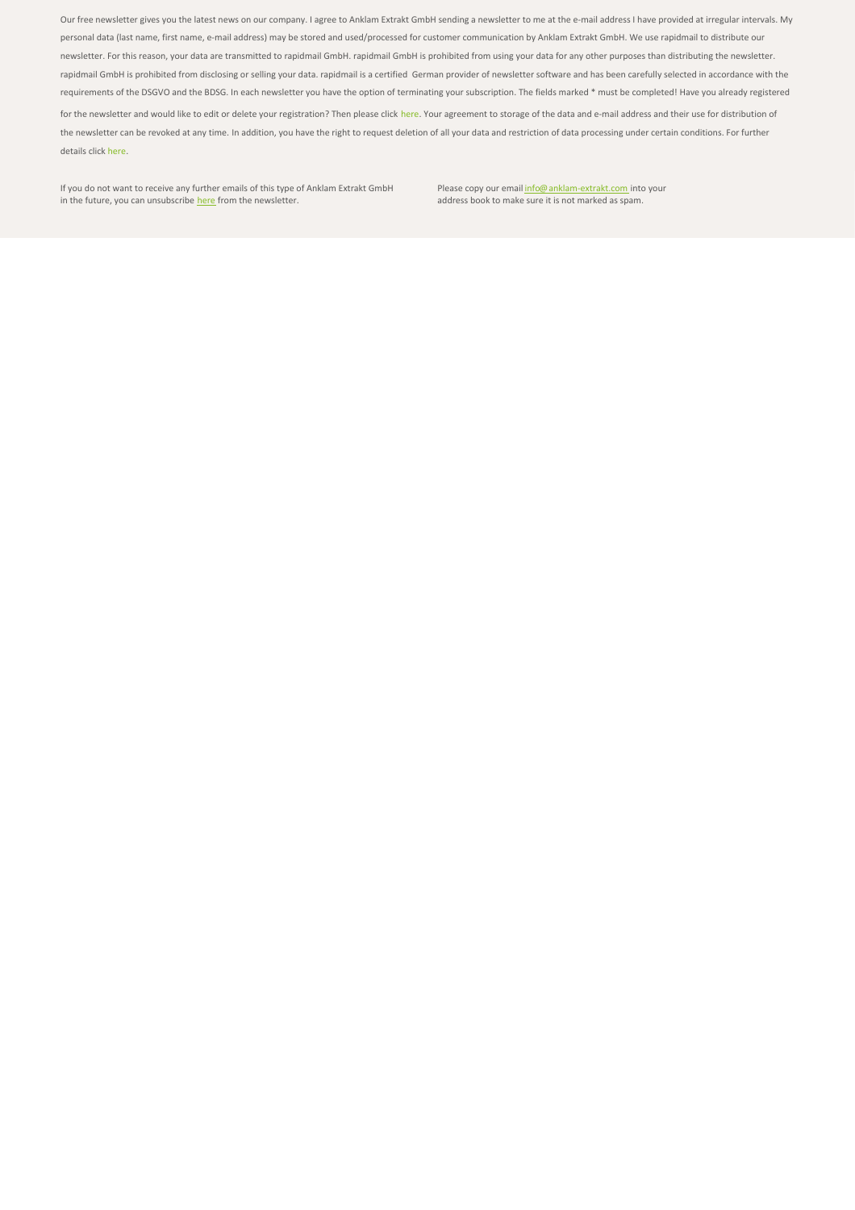Our free newsletter gives you the latest news on our company. I agree to Anklam Extrakt GmbH sending a newsletter to me at the e-mail address I have provided at irregular intervals. My personal data (last name, first name, e-mail address) may be stored and used/processed for customer communication by Anklam Extrakt GmbH. We use rapidmail to distribute our newsletter. For this reason, your data are transmitted to rapidmail GmbH. rapidmail GmbH is prohibited from using your data for any other purposes than distributing the newsletter. rapidmail GmbH is prohibited from disclosing or selling your data. rapidmail is a certified German provider of newsletter software and has been carefully selected in accordance with the requirements of the DSGVO and the BDSG. In each newsletter you have the option of terminating your subscription. The fields marked * must be completed! Have you already registered for the newsletter and would like to edit or delete your registration? Then please click here. Your agreement to storage of the data and e-mail address and their use for distribution of the newsletter can be revoked at any time. In addition, you have the right to request deletion of all your data and restriction of data processing under certain conditions. For further details click here.

If you do not want to receive any further emails of this type of Anklam Extrakt GmbH in the future, you can unsubscribe here from the newsletter.

Please copy our email info@anklam-extrakt.com into your address book to make sure it is not marked as spam.